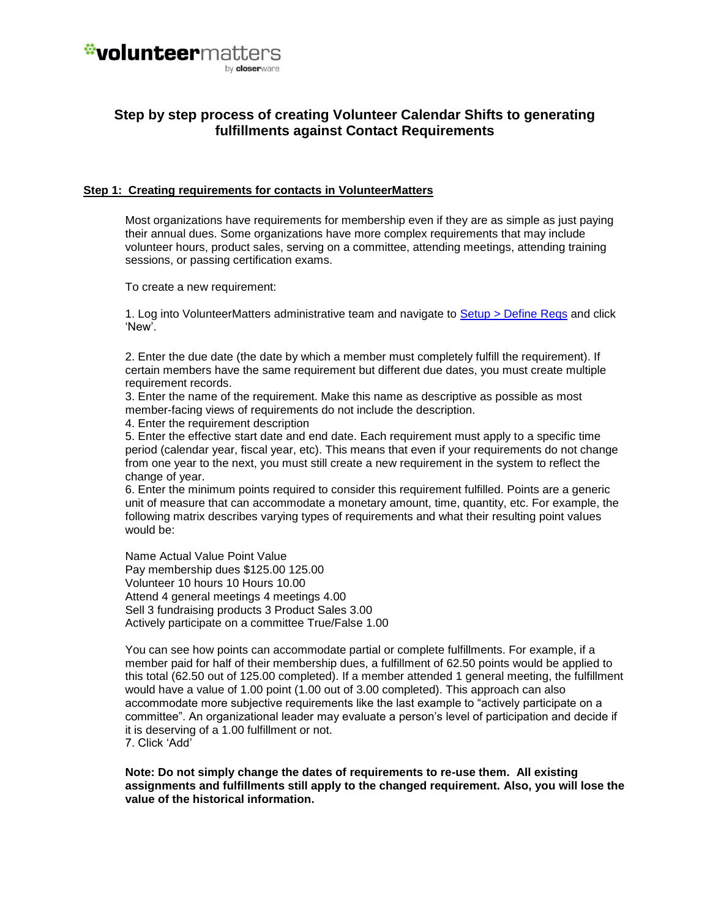# Step by step process of creating Volunteer Calendar Shifts to generating fulfillments against Contact Requirements

## Step 1: Creating requirements for contacts in VolunteerMatters

Most organizations have requirements for membership even if they are as simple as just paying their annual dues. Some organizations have more complex requirements that may include volunteer hours, product sales, serving on a committee, attending meetings, attending training sessions, or passing certification exams.

To create a new requirement:

1. Log into VolunteerMatters administrative team and navigate to Setup > Define Reqs and click 'New'.

2. Enter the due date (the date by which a member must completely fulfill the requirement). If certain members have the same requirement but different due dates, you must create multiple requirement records.
3. Enter the name of the requirement. Make this name as descriptive as possible as most member-facing views of requirements do not include the description.
4. Enter the requirement description
5. Enter the effective start date and end date. Each requirement must apply to a specific time period (calendar year, fiscal year, etc). This means that even if your requirements do not change from one year to the next, you must still create a new requirement in the system to reflect the change of year.
6. Enter the minimum points required to consider this requirement fulfilled. Points are a generic unit of measure that can accommodate a monetary amount, time, quantity, etc. For example, the following matrix describes varying types of requirements and what their resulting point values would be:

| Name | Actual Value | Point Value |
|---|---|---|
| Pay membership dues | $125.00 | 125.00 |
| Volunteer 10 hours | 10 Hours | 10.00 |
| Attend 4 general meetings | 4 meetings | 4.00 |
| Sell 3 fundraising products | 3 Product Sales | 3.00 |
| Actively participate on a committee | True/False | 1.00 |

You can see how points can accommodate partial or complete fulfillments. For example, if a member paid for half of their membership dues, a fulfillment of 62.50 points would be applied to this total (62.50 out of 125.00 completed). If a member attended 1 general meeting, the fulfillment would have a value of 1.00 point (1.00 out of 3.00 completed). This approach can also accommodate more subjective requirements like the last example to "actively participate on a committee". An organizational leader may evaluate a person's level of participation and decide if it is deserving of a 1.00 fulfillment or not.
7. Click 'Add'

**Note: Do not simply change the dates of requirements to re-use them. All existing assignments and fulfillments still apply to the changed requirement. Also, you will lose the value of the historical information.**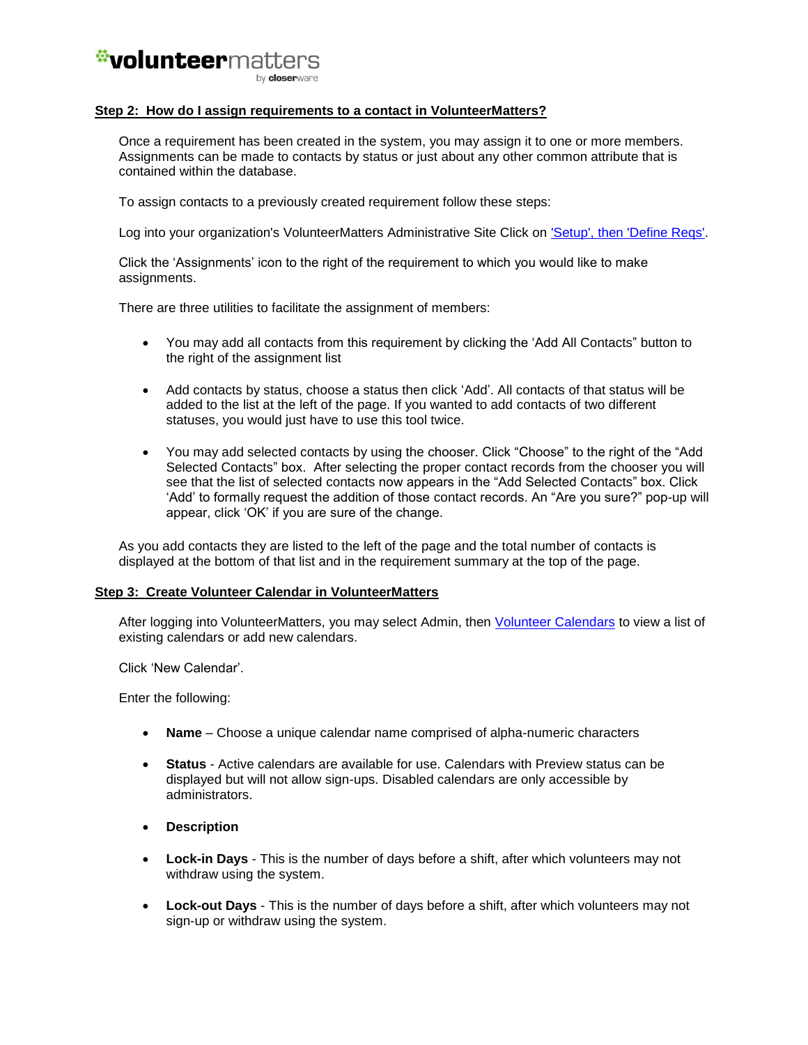## Step 2: How do I assign requirements to a contact in VolunteerMatters?

Once a requirement has been created in the system, you may assign it to one or more members. Assignments can be made to contacts by status or just about any other common attribute that is contained within the database.

To assign contacts to a previously created requirement follow these steps:

Log into your organization's VolunteerMatters Administrative Site Click on 'Setup', then 'Define Reqs'.

Click the 'Assignments' icon to the right of the requirement to which you would like to make assignments.

There are three utilities to facilitate the assignment of members:

- You may add all contacts from this requirement by clicking the 'Add All Contacts" button to the right of the assignment list
- Add contacts by status, choose a status then click 'Add'. All contacts of that status will be added to the list at the left of the page. If you wanted to add contacts of two different statuses, you would just have to use this tool twice.
- You may add selected contacts by using the chooser. Click "Choose" to the right of the "Add Selected Contacts" box. After selecting the proper contact records from the chooser you will see that the list of selected contacts now appears in the "Add Selected Contacts" box. Click 'Add' to formally request the addition of those contact records. An "Are you sure?" pop-up will appear, click 'OK' if you are sure of the change.

As you add contacts they are listed to the left of the page and the total number of contacts is displayed at the bottom of that list and in the requirement summary at the top of the page.

## Step 3: Create Volunteer Calendar in VolunteerMatters

After logging into VolunteerMatters, you may select Admin, then Volunteer Calendars to view a list of existing calendars or add new calendars.

Click 'New Calendar'.

Enter the following:

- **Name** – Choose a unique calendar name comprised of alpha-numeric characters
- **Status** - Active calendars are available for use. Calendars with Preview status can be displayed but will not allow sign-ups. Disabled calendars are only accessible by administrators.
- **Description**
- **Lock-in Days** - This is the number of days before a shift, after which volunteers may not withdraw using the system.
- **Lock-out Days** - This is the number of days before a shift, after which volunteers may not sign-up or withdraw using the system.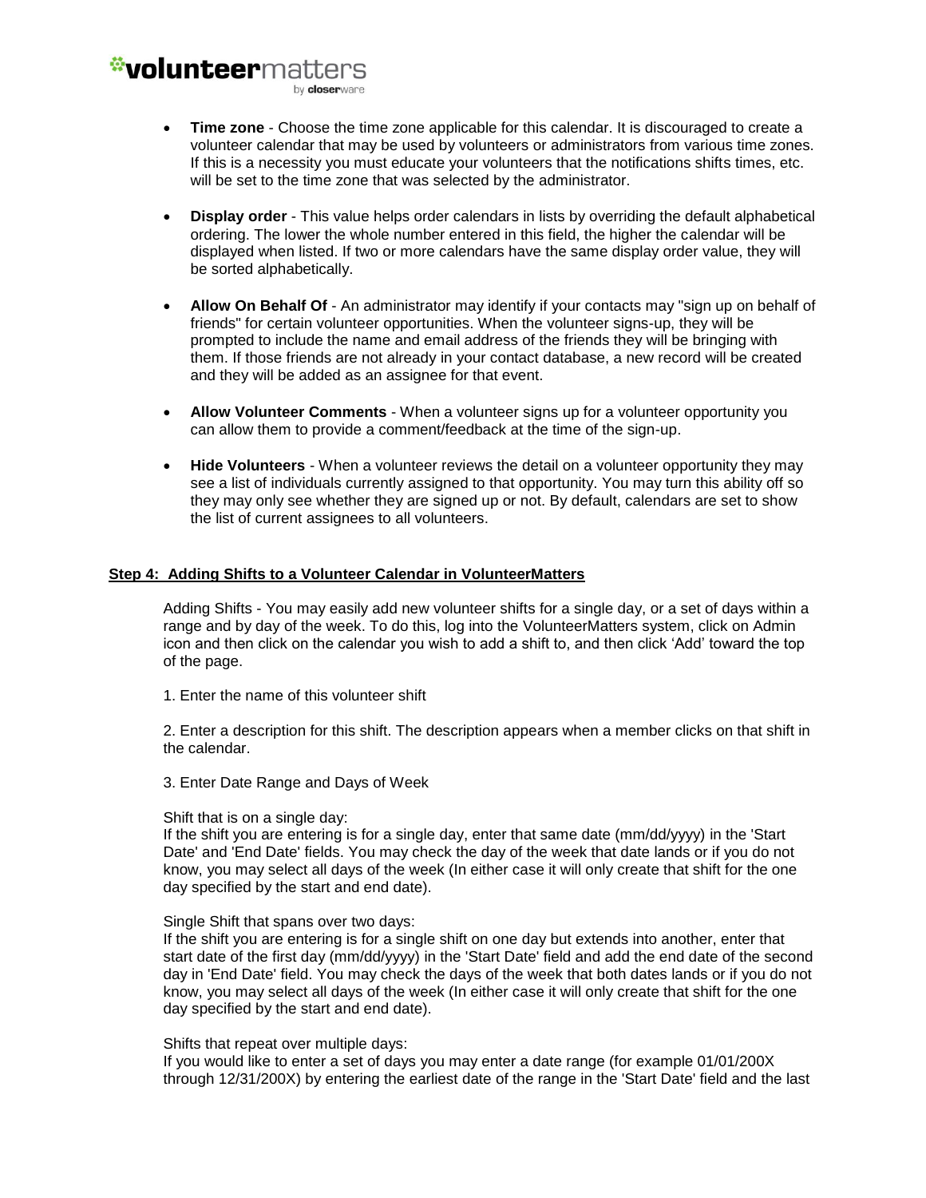- **Time zone** - Choose the time zone applicable for this calendar. It is discouraged to create a volunteer calendar that may be used by volunteers or administrators from various time zones. If this is a necessity you must educate your volunteers that the notifications shifts times, etc. will be set to the time zone that was selected by the administrator.

- **Display order** - This value helps order calendars in lists by overriding the default alphabetical ordering. The lower the whole number entered in this field, the higher the calendar will be displayed when listed. If two or more calendars have the same display order value, they will be sorted alphabetically.

- **Allow On Behalf Of** - An administrator may identify if your contacts may "sign up on behalf of friends" for certain volunteer opportunities. When the volunteer signs-up, they will be prompted to include the name and email address of the friends they will be bringing with them. If those friends are not already in your contact database, a new record will be created and they will be added as an assignee for that event.

- **Allow Volunteer Comments** - When a volunteer signs up for a volunteer opportunity you can allow them to provide a comment/feedback at the time of the sign-up.

- **Hide Volunteers** - When a volunteer reviews the detail on a volunteer opportunity they may see a list of individuals currently assigned to that opportunity. You may turn this ability off so they may only see whether they are signed up or not. By default, calendars are set to show the list of current assignees to all volunteers.

## Step 4: Adding Shifts to a Volunteer Calendar in VolunteerMatters

Adding Shifts - You may easily add new volunteer shifts for a single day, or a set of days within a range and by day of the week. To do this, log into the VolunteerMatters system, click on Admin icon and then click on the calendar you wish to add a shift to, and then click 'Add' toward the top of the page.

1. Enter the name of this volunteer shift

2. Enter a description for this shift. The description appears when a member clicks on that shift in the calendar.

3. Enter Date Range and Days of Week

Shift that is on a single day:
If the shift you are entering is for a single day, enter that same date (mm/dd/yyyy) in the 'Start Date' and 'End Date' fields. You may check the day of the week that date lands or if you do not know, you may select all days of the week (In either case it will only create that shift for the one day specified by the start and end date).

Single Shift that spans over two days:
If the shift you are entering is for a single shift on one day but extends into another, enter that start date of the first day (mm/dd/yyyy) in the 'Start Date' field and add the end date of the second day in 'End Date' field. You may check the days of the week that both dates lands or if you do not know, you may select all days of the week (In either case it will only create that shift for the one day specified by the start and end date).

Shifts that repeat over multiple days:
If you would like to enter a set of days you may enter a date range (for example 01/01/200X through 12/31/200X) by entering the earliest date of the range in the 'Start Date' field and the last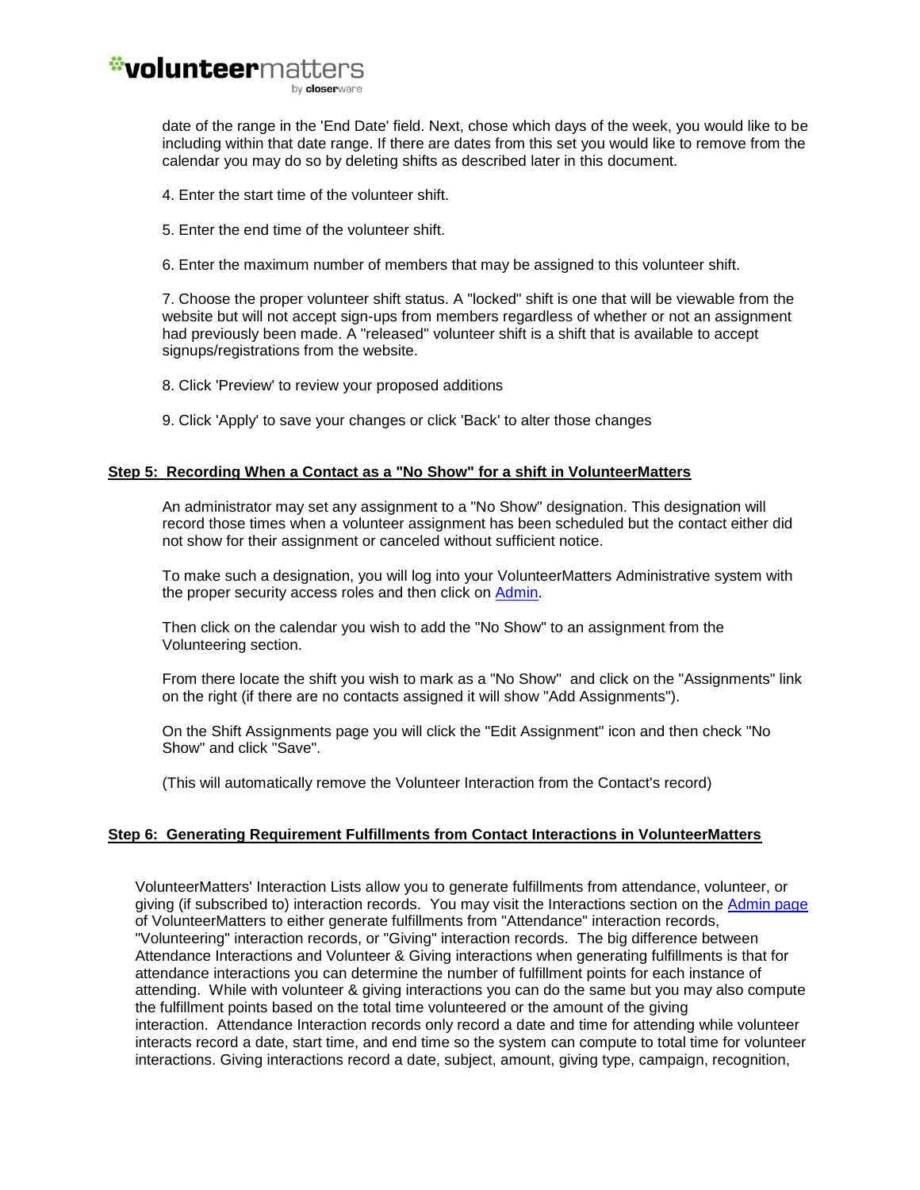date of the range in the 'End Date' field. Next, chose which days of the week, you would like to be including within that date range. If there are dates from this set you would like to remove from the calendar you may do so by deleting shifts as described later in this document.

4. Enter the start time of the volunteer shift.

5. Enter the end time of the volunteer shift.

6. Enter the maximum number of members that may be assigned to this volunteer shift.

7. Choose the proper volunteer shift status. A "locked" shift is one that will be viewable from the website but will not accept sign-ups from members regardless of whether or not an assignment had previously been made. A "released" volunteer shift is a shift that is available to accept signups/registrations from the website.

8. Click 'Preview' to review your proposed additions

9. Click 'Apply' to save your changes or click 'Back' to alter those changes

## Step 5: Recording When a Contact as a "No Show" for a shift in VolunteerMatters

An administrator may set any assignment to a "No Show" designation. This designation will record those times when a volunteer assignment has been scheduled but the contact either did not show for their assignment or canceled without sufficient notice.

To make such a designation, you will log into your VolunteerMatters Administrative system with the proper security access roles and then click on [Admin](#).

Then click on the calendar you wish to add the "No Show" to an assignment from the Volunteering section.

From there locate the shift you wish to mark as a "No Show" and click on the "Assignments" link on the right (if there are no contacts assigned it will show "Add Assignments").

On the Shift Assignments page you will click the "Edit Assignment" icon and then check "No Show" and click "Save".

(This will automatically remove the Volunteer Interaction from the Contact's record)

## Step 6: Generating Requirement Fulfillments from Contact Interactions in VolunteerMatters

VolunteerMatters' Interaction Lists allow you to generate fulfillments from attendance, volunteer, or giving (if subscribed to) interaction records. You may visit the Interactions section on the [Admin page](#) of VolunteerMatters to either generate fulfillments from "Attendance" interaction records, "Volunteering" interaction records, or "Giving" interaction records. The big difference between Attendance Interactions and Volunteer & Giving interactions when generating fulfillments is that for attendance interactions you can determine the number of fulfillment points for each instance of attending. While with volunteer & giving interactions you can do the same but you may also compute the fulfillment points based on the total time volunteered or the amount of the giving interaction. Attendance Interaction records only record a date and time for attending while volunteer interacts record a date, start time, and end time so the system can compute to total time for volunteer interactions. Giving interactions record a date, subject, amount, giving type, campaign, recognition,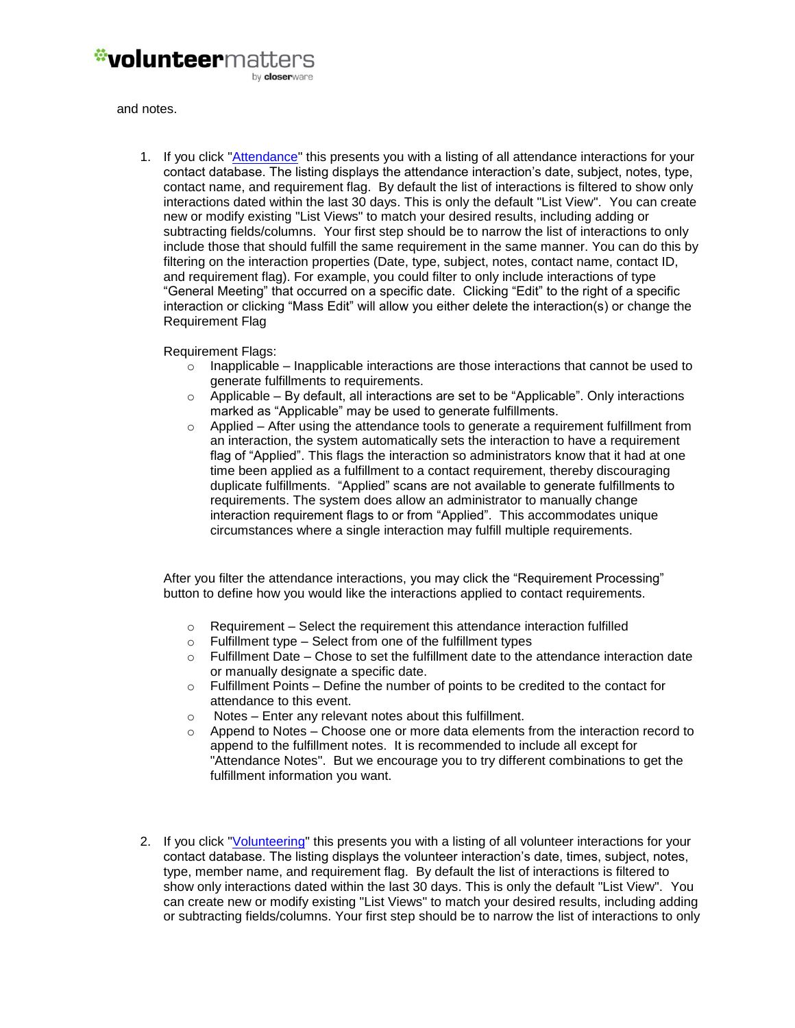and notes.

1. If you click "[Attendance]" this presents you with a listing of all attendance interactions for your contact database. The listing displays the attendance interaction's date, subject, notes, type, contact name, and requirement flag. By default the list of interactions is filtered to show only interactions dated within the last 30 days. This is only the default "List View". You can create new or modify existing "List Views" to match your desired results, including adding or subtracting fields/columns. Your first step should be to narrow the list of interactions to only include those that should fulfill the same requirement in the same manner. You can do this by filtering on the interaction properties (Date, type, subject, notes, contact name, contact ID, and requirement flag). For example, you could filter to only include interactions of type "General Meeting" that occurred on a specific date. Clicking "Edit" to the right of a specific interaction or clicking "Mass Edit" will allow you either delete the interaction(s) or change the Requirement Flag

   Requirement Flags:

   - Inapplicable – Inapplicable interactions are those interactions that cannot be used to generate fulfillments to requirements.
   - Applicable – By default, all interactions are set to be "Applicable". Only interactions marked as "Applicable" may be used to generate fulfillments.
   - Applied – After using the attendance tools to generate a requirement fulfillment from an interaction, the system automatically sets the interaction to have a requirement flag of "Applied". This flags the interaction so administrators know that it had at one time been applied as a fulfillment to a contact requirement, thereby discouraging duplicate fulfillments. "Applied" scans are not available to generate fulfillments to requirements. The system does allow an administrator to manually change interaction requirement flags to or from "Applied". This accommodates unique circumstances where a single interaction may fulfill multiple requirements.

   After you filter the attendance interactions, you may click the "Requirement Processing" button to define how you would like the interactions applied to contact requirements.

   - Requirement – Select the requirement this attendance interaction fulfilled
   - Fulfillment type – Select from one of the fulfillment types
   - Fulfillment Date – Chose to set the fulfillment date to the attendance interaction date or manually designate a specific date.
   - Fulfillment Points – Define the number of points to be credited to the contact for attendance to this event.
   - Notes – Enter any relevant notes about this fulfillment.
   - Append to Notes – Choose one or more data elements from the interaction record to append to the fulfillment notes. It is recommended to include all except for "Attendance Notes". But we encourage you to try different combinations to get the fulfillment information you want.

2. If you click "[Volunteering]" this presents you with a listing of all volunteer interactions for your contact database. The listing displays the volunteer interaction's date, times, subject, notes, type, member name, and requirement flag. By default the list of interactions is filtered to show only interactions dated within the last 30 days. This is only the default "List View". You can create new or modify existing "List Views" to match your desired results, including adding or subtracting fields/columns. Your first step should be to narrow the list of interactions to only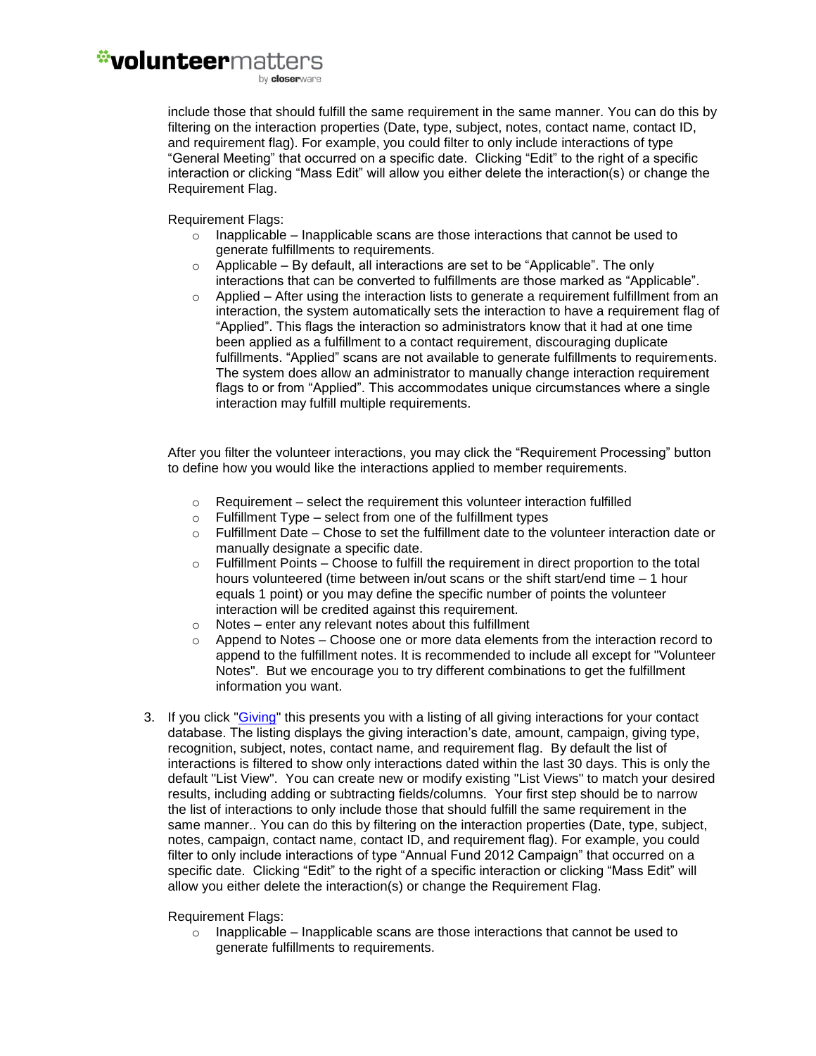include those that should fulfill the same requirement in the same manner. You can do this by filtering on the interaction properties (Date, type, subject, notes, contact name, contact ID, and requirement flag). For example, you could filter to only include interactions of type "General Meeting" that occurred on a specific date. Clicking "Edit" to the right of a specific interaction or clicking "Mass Edit" will allow you either delete the interaction(s) or change the Requirement Flag.

Requirement Flags:

- Inapplicable – Inapplicable scans are those interactions that cannot be used to generate fulfillments to requirements.
- Applicable – By default, all interactions are set to be "Applicable". The only interactions that can be converted to fulfillments are those marked as "Applicable".
- Applied – After using the interaction lists to generate a requirement fulfillment from an interaction, the system automatically sets the interaction to have a requirement flag of "Applied". This flags the interaction so administrators know that it had at one time been applied as a fulfillment to a contact requirement, discouraging duplicate fulfillments. "Applied" scans are not available to generate fulfillments to requirements. The system does allow an administrator to manually change interaction requirement flags to or from "Applied". This accommodates unique circumstances where a single interaction may fulfill multiple requirements.

After you filter the volunteer interactions, you may click the "Requirement Processing" button to define how you would like the interactions applied to member requirements.

- Requirement – select the requirement this volunteer interaction fulfilled
- Fulfillment Type – select from one of the fulfillment types
- Fulfillment Date – Chose to set the fulfillment date to the volunteer interaction date or manually designate a specific date.
- Fulfillment Points – Choose to fulfill the requirement in direct proportion to the total hours volunteered (time between in/out scans or the shift start/end time – 1 hour equals 1 point) or you may define the specific number of points the volunteer interaction will be credited against this requirement.
- Notes – enter any relevant notes about this fulfillment
- Append to Notes – Choose one or more data elements from the interaction record to append to the fulfillment notes. It is recommended to include all except for "Volunteer Notes". But we encourage you to try different combinations to get the fulfillment information you want.

3. If you click "Giving" this presents you with a listing of all giving interactions for your contact database. The listing displays the giving interaction's date, amount, campaign, giving type, recognition, subject, notes, contact name, and requirement flag. By default the list of interactions is filtered to show only interactions dated within the last 30 days. This is only the default "List View". You can create new or modify existing "List Views" to match your desired results, including adding or subtracting fields/columns. Your first step should be to narrow the list of interactions to only include those that should fulfill the same requirement in the same manner.. You can do this by filtering on the interaction properties (Date, type, subject, notes, campaign, contact name, contact ID, and requirement flag). For example, you could filter to only include interactions of type "Annual Fund 2012 Campaign" that occurred on a specific date. Clicking "Edit" to the right of a specific interaction or clicking "Mass Edit" will allow you either delete the interaction(s) or change the Requirement Flag.

   Requirement Flags:

   - Inapplicable – Inapplicable scans are those interactions that cannot be used to generate fulfillments to requirements.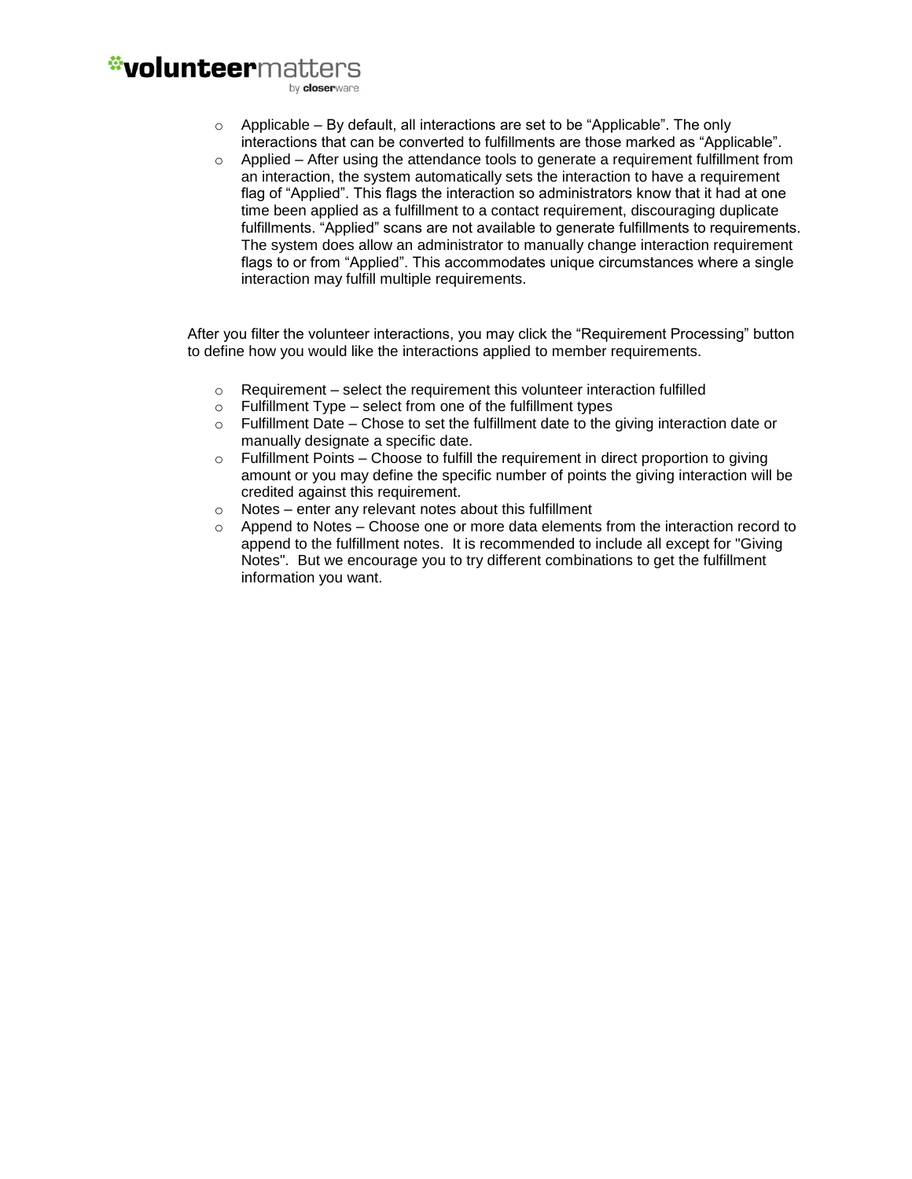- Applicable – By default, all interactions are set to be “Applicable”. The only interactions that can be converted to fulfillments are those marked as “Applicable”.
- Applied – After using the attendance tools to generate a requirement fulfillment from an interaction, the system automatically sets the interaction to have a requirement flag of “Applied”. This flags the interaction so administrators know that it had at one time been applied as a fulfillment to a contact requirement, discouraging duplicate fulfillments. “Applied” scans are not available to generate fulfillments to requirements. The system does allow an administrator to manually change interaction requirement flags to or from “Applied”. This accommodates unique circumstances where a single interaction may fulfill multiple requirements.

After you filter the volunteer interactions, you may click the “Requirement Processing” button to define how you would like the interactions applied to member requirements.

- Requirement – select the requirement this volunteer interaction fulfilled
- Fulfillment Type – select from one of the fulfillment types
- Fulfillment Date – Chose to set the fulfillment date to the giving interaction date or manually designate a specific date.
- Fulfillment Points – Choose to fulfill the requirement in direct proportion to giving amount or you may define the specific number of points the giving interaction will be credited against this requirement.
- Notes – enter any relevant notes about this fulfillment
- Append to Notes – Choose one or more data elements from the interaction record to append to the fulfillment notes. It is recommended to include all except for "Giving Notes". But we encourage you to try different combinations to get the fulfillment information you want.